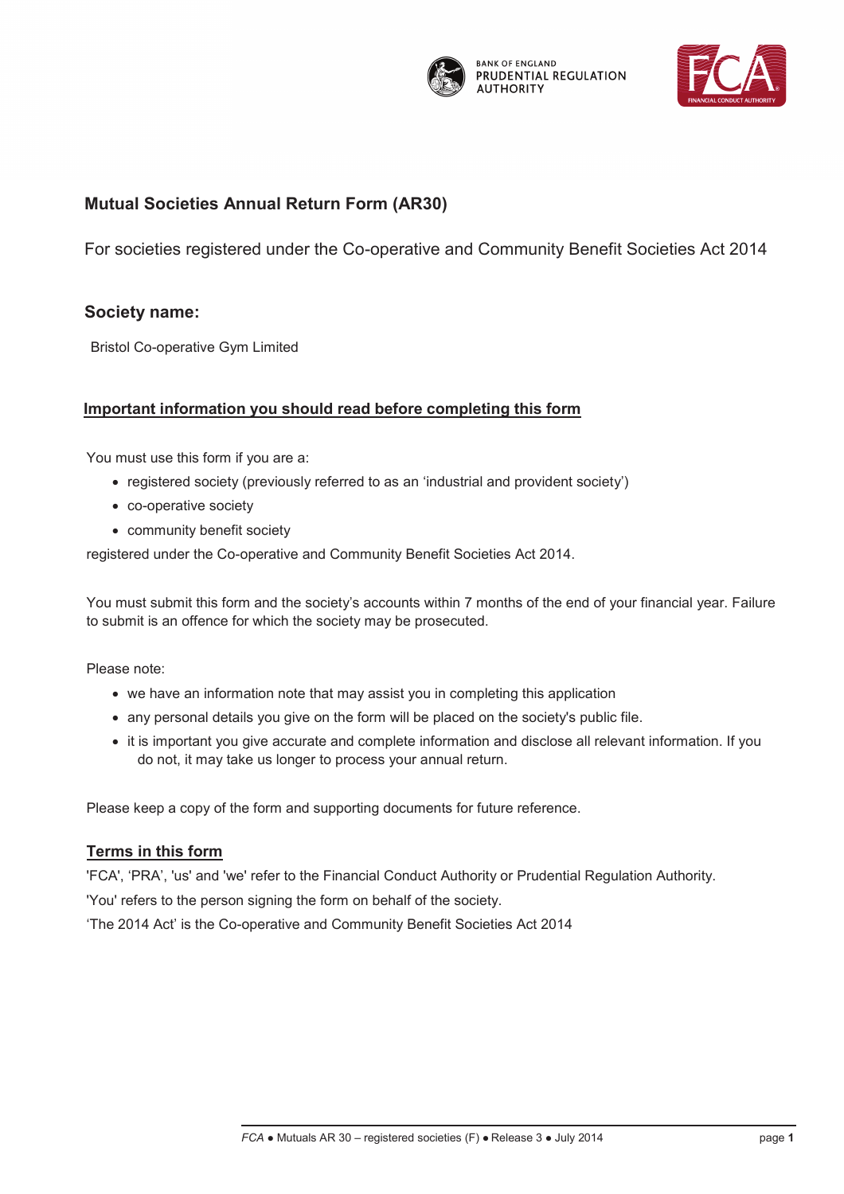# Mutual Societies Annual Return Form (AR30)

For societies registered under the Co-operative and Community Benefit Societies Act 2014

## Society name:

Bristol Co-operative Gym Limited

## Important information you should read before completing this form

You must use this form if you are a:

- registered society (previously referred to as an 'industrial and provident society')
- co-operative society
- community benefit society

registered under the Co-operative and Community Benefit Societies Act 2014.

You must submit this form and the society's accounts within 7 months of the end of your financial year. Failure to submit is an offence for which the society may be prosecuted.

Please note:

- we have an information note that may assist you in completing this application
- any personal details you give on the form will be placed on the society's public file.
- it is important you give accurate and complete information and disclose all relevant information. If you do not, it may take us longer to process your annual return.

Please keep a copy of the form and supporting documents for future reference.

## Terms in this form

'FCA', 'PRA', 'us' and 'we' refer to the Financial Conduct Authority or Prudential Regulation Authority.

'You' refers to the person signing the form on behalf of the society.

'The 2014 Act' is the Co-operative and Community Benefit Societies Act 2014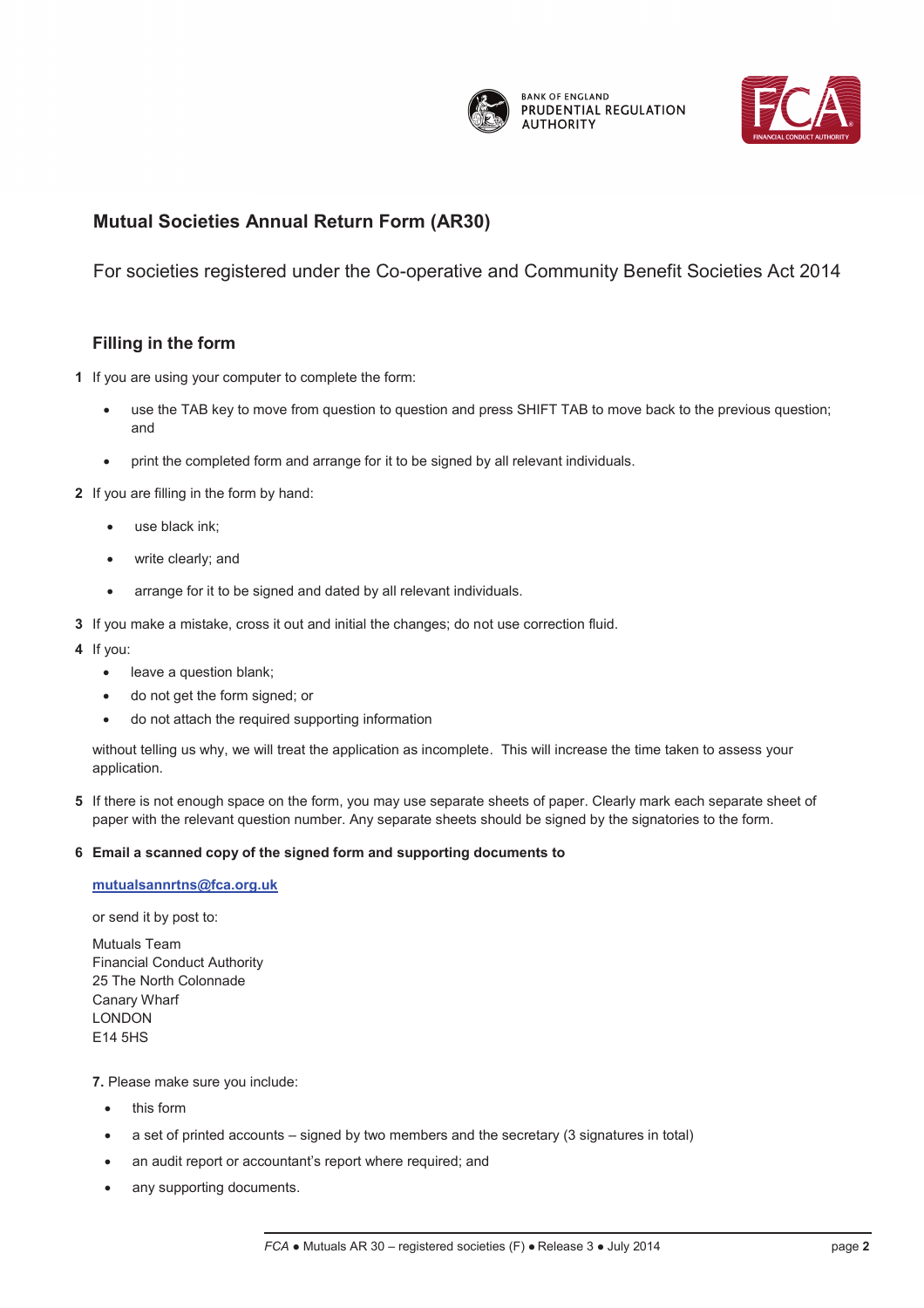# Mutual Societies Annual Return Form (AR30)

For societies registered under the Co-operative and Community Benefit Societies Act 2014

## Filling in the form

**1** If you are using your computer to complete the form:

- use the TAB key to move from question to question and press SHIFT TAB to move back to the previous question; and
- print the completed form and arrange for it to be signed by all relevant individuals.

**2** If you are filling in the form by hand:

- use black ink;
- write clearly; and
- arrange for it to be signed and dated by all relevant individuals.

**3** If you make a mistake, cross it out and initial the changes; do not use correction fluid.

**4** If you:

- leave a question blank;
- do not get the form signed; or
- do not attach the required supporting information

without telling us why, we will treat the application as incomplete. This will increase the time taken to assess your application.

**5** If there is not enough space on the form, you may use separate sheets of paper. Clearly mark each separate sheet of paper with the relevant question number. Any separate sheets should be signed by the signatories to the form.

**6 Email a scanned copy of the signed form and supporting documents to**

**mutualsannrtns@fca.org.uk**

or send it by post to:

Mutuals Team
Financial Conduct Authority
25 The North Colonnade
Canary Wharf
LONDON
E14 5HS

**7.** Please make sure you include:

- this form
- a set of printed accounts – signed by two members and the secretary (3 signatures in total)
- an audit report or accountant's report where required; and
- any supporting documents.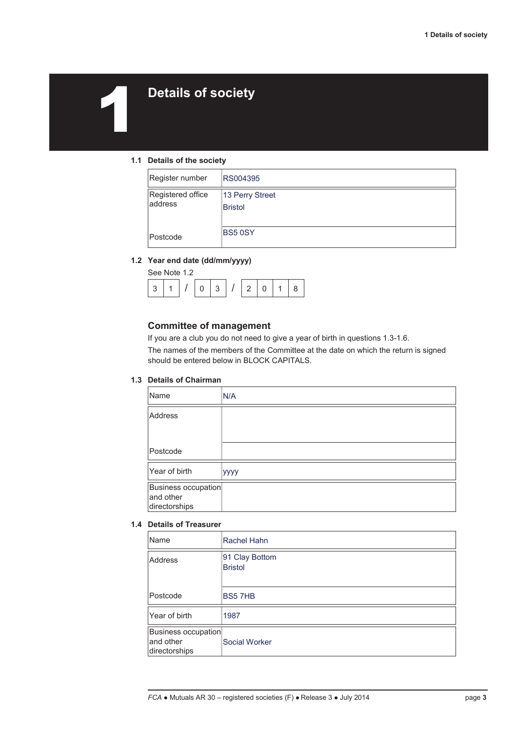# 1 Details of society

### 1.1 Details of the society

| | |
|---|---|
| Register number | RS004395 |
| Registered office address | 13 Perry Street<br>Bristol |
| Postcode | BS5 0SY |

### 1.2 Year end date (dd/mm/yyyy)

See Note 1.2

| 3 | 1 | / | 0 | 3 | / | 2 | 0 | 1 | 8 |
|---|---|---|---|---|---|---|---|---|---|

## Committee of management

If you are a club you do not need to give a year of birth in questions 1.3-1.6.

The names of the members of the Committee at the date on which the return is signed should be entered below in BLOCK CAPITALS.

### 1.3 Details of Chairman

| | |
|---|---|
| Name | N/A |
| Address | |
| Postcode | |
| Year of birth | yyyy |
| Business occupation and other directorships | |

### 1.4 Details of Treasurer

| | |
|---|---|
| Name | Rachel Hahn |
| Address | 91 Clay Bottom<br>Bristol |
| Postcode | BS5 7HB |
| Year of birth | 1987 |
| Business occupation and other directorships | Social Worker |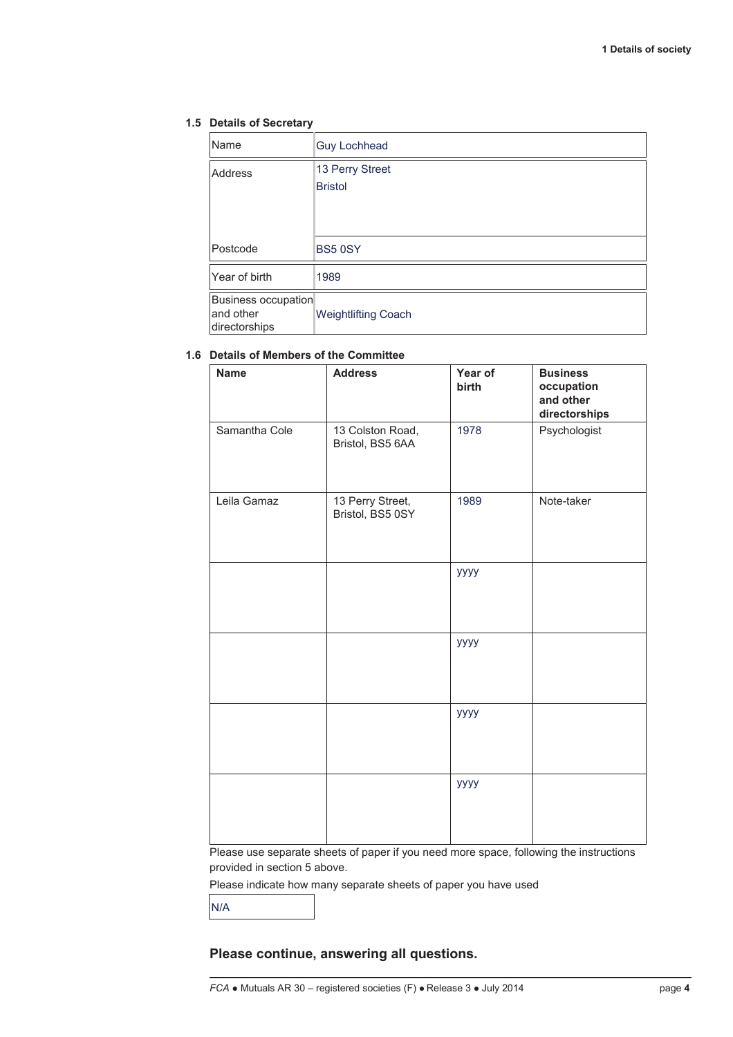### 1.5 Details of Secretary

| | |
|---|---|
| Name | Guy Lochhead |
| Address | 13 Perry Street<br>Bristol |
| Postcode | BS5 0SY |
| Year of birth | 1989 |
| Business occupation and other directorships | Weightlifting Coach |

### 1.6 Details of Members of the Committee

| Name | Address | Year of birth | Business occupation and other directorships |
|---|---|---|---|
| Samantha Cole | 13 Colston Road, Bristol, BS5 6AA | 1978 | Psychologist |
| Leila Gamaz | 13 Perry Street, Bristol, BS5 0SY | 1989 | Note-taker |
| | | yyyy | |
| | | yyyy | |
| | | yyyy | |
| | | yyyy | |

Please use separate sheets of paper if you need more space, following the instructions provided in section 5 above.

Please indicate how many separate sheets of paper you have used

N/A

**Please continue, answering all questions.**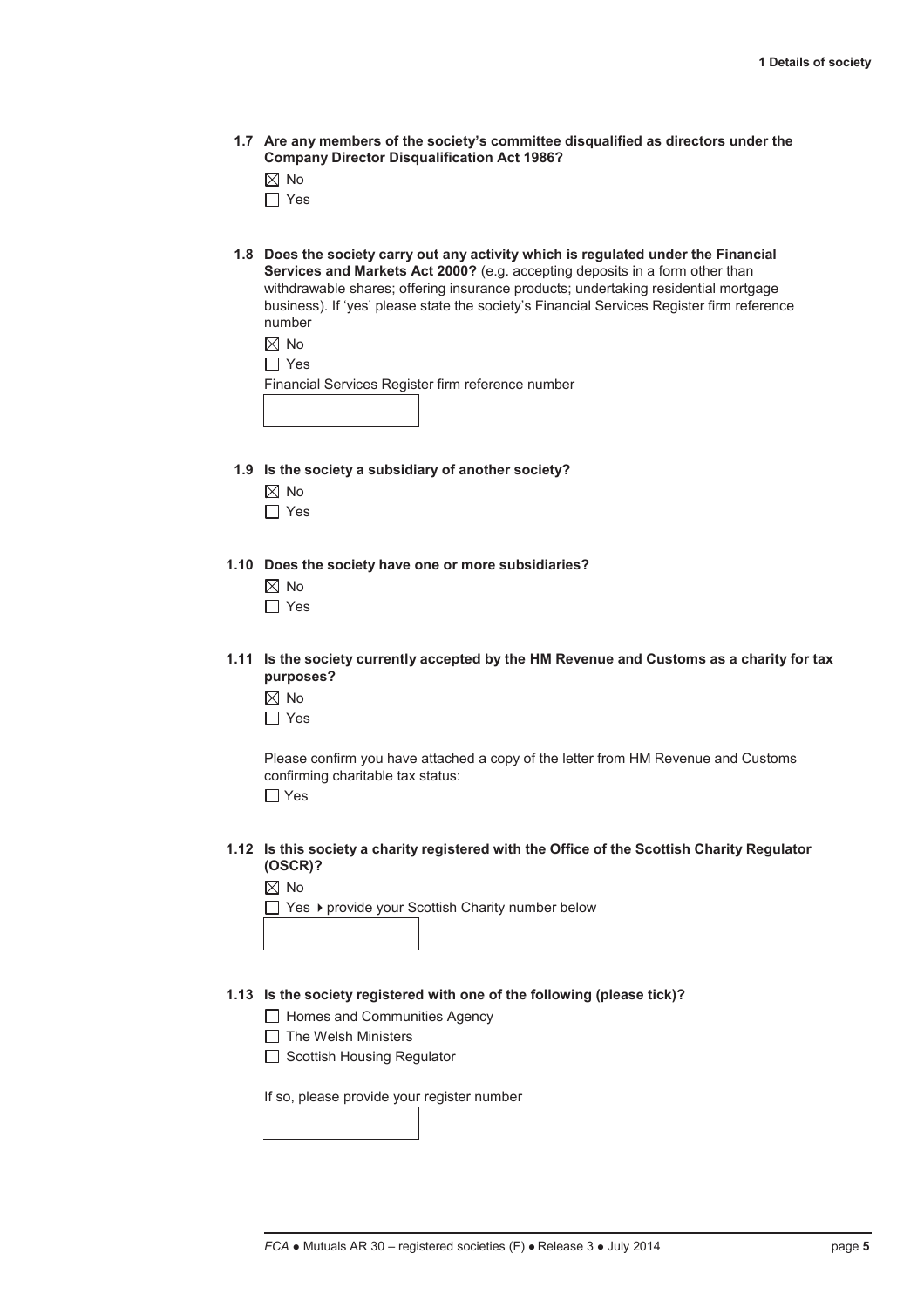**1.7 Are any members of the society's committee disqualified as directors under the Company Director Disqualification Act 1986?**

☒ No

☐ Yes

**1.8 Does the society carry out any activity which is regulated under the Financial Services and Markets Act 2000?** (e.g. accepting deposits in a form other than withdrawable shares; offering insurance products; undertaking residential mortgage business). If 'yes' please state the society's Financial Services Register firm reference number

☒ No

☐ Yes

Financial Services Register firm reference number

**1.9 Is the society a subsidiary of another society?**

☒ No

☐ Yes

**1.10 Does the society have one or more subsidiaries?**

☒ No

☐ Yes

**1.11 Is the society currently accepted by the HM Revenue and Customs as a charity for tax purposes?**

☒ No

☐ Yes

Please confirm you have attached a copy of the letter from HM Revenue and Customs confirming charitable tax status:

☐ Yes

**1.12 Is this society a charity registered with the Office of the Scottish Charity Regulator (OSCR)?**

☒ No

☐ Yes ▸ provide your Scottish Charity number below

**1.13 Is the society registered with one of the following (please tick)?**

☐ Homes and Communities Agency

☐ The Welsh Ministers

☐ Scottish Housing Regulator

If so, please provide your register number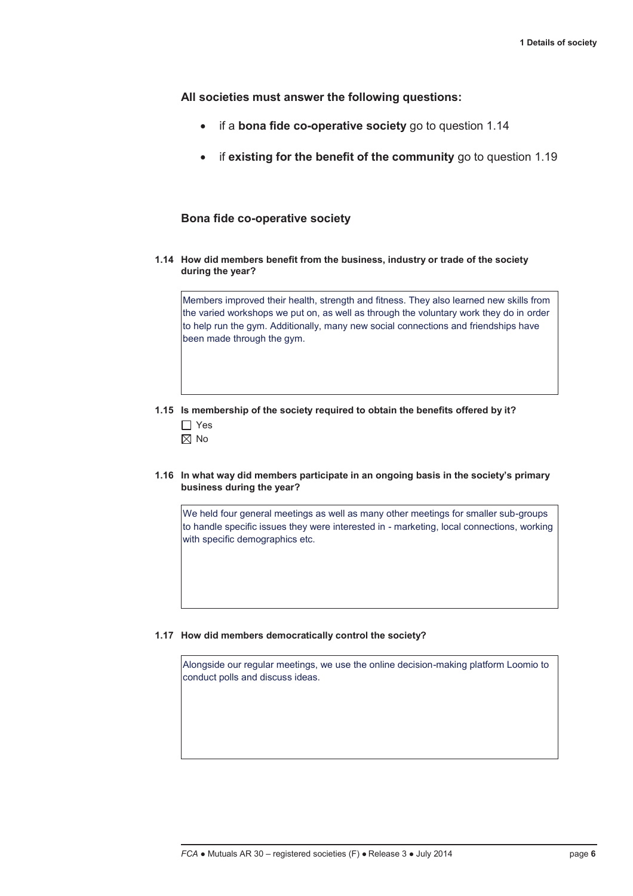**All societies must answer the following questions:**

- if a **bona fide co-operative society** go to question 1.14
- if **existing for the benefit of the community** go to question 1.19

### Bona fide co-operative society

**1.14 How did members benefit from the business, industry or trade of the society during the year?**

Members improved their health, strength and fitness. They also learned new skills from the varied workshops we put on, as well as through the voluntary work they do in order to help run the gym. Additionally, many new social connections and friendships have been made through the gym.

**1.15 Is membership of the society required to obtain the benefits offered by it?**

☐ Yes
☒ No

**1.16 In what way did members participate in an ongoing basis in the society's primary business during the year?**

We held four general meetings as well as many other meetings for smaller sub-groups to handle specific issues they were interested in - marketing, local connections, working with specific demographics etc.

**1.17 How did members democratically control the society?**

Alongside our regular meetings, we use the online decision-making platform Loomio to conduct polls and discuss ideas.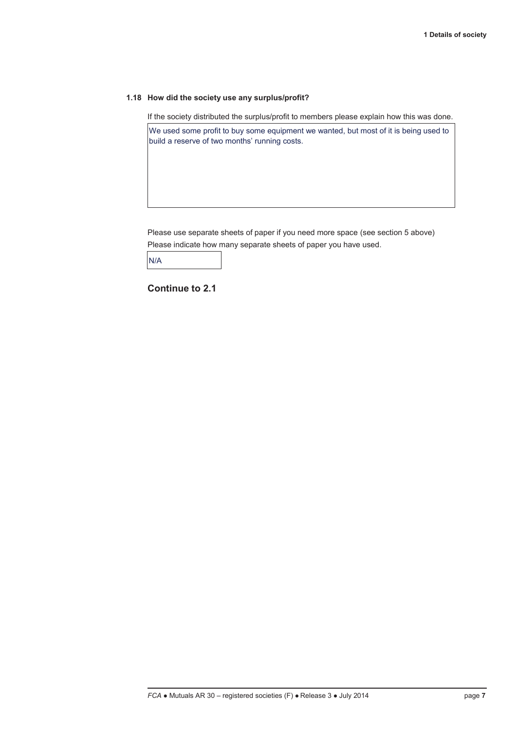### 1.18 How did the society use any surplus/profit?

If the society distributed the surplus/profit to members please explain how this was done.

| We used some profit to buy some equipment we wanted, but most of it is being used to build a reserve of two months' running costs. |
|---|

Please use separate sheets of paper if you need more space (see section 5 above)

Please indicate how many separate sheets of paper you have used.

| N/A |
|---|

**Continue to 2.1**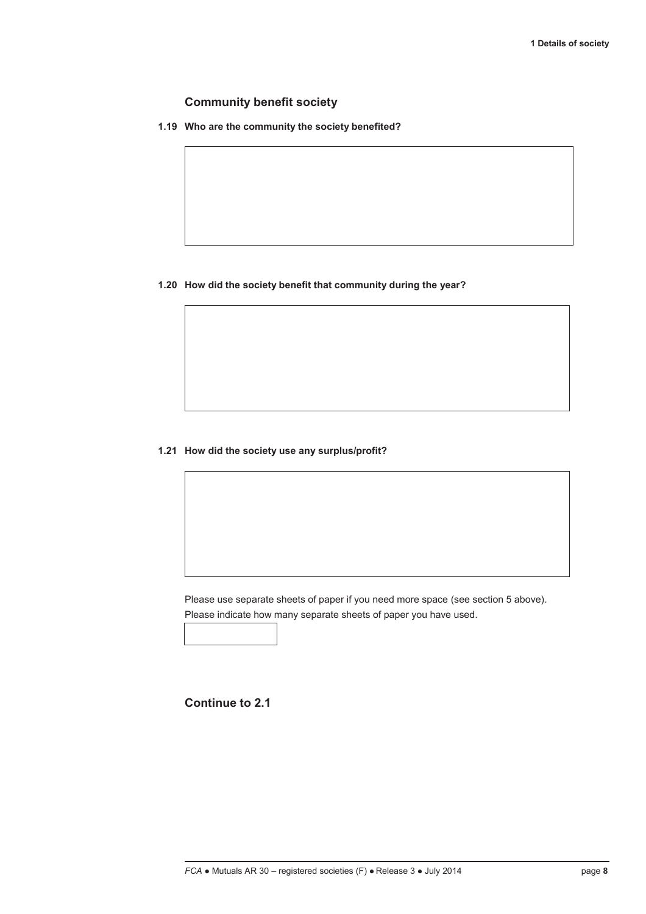## Community benefit society

**1.19 Who are the community the society benefited?**

**1.20 How did the society benefit that community during the year?**

**1.21 How did the society use any surplus/profit?**

Please use separate sheets of paper if you need more space (see section 5 above).
Please indicate how many separate sheets of paper you have used.

**Continue to 2.1**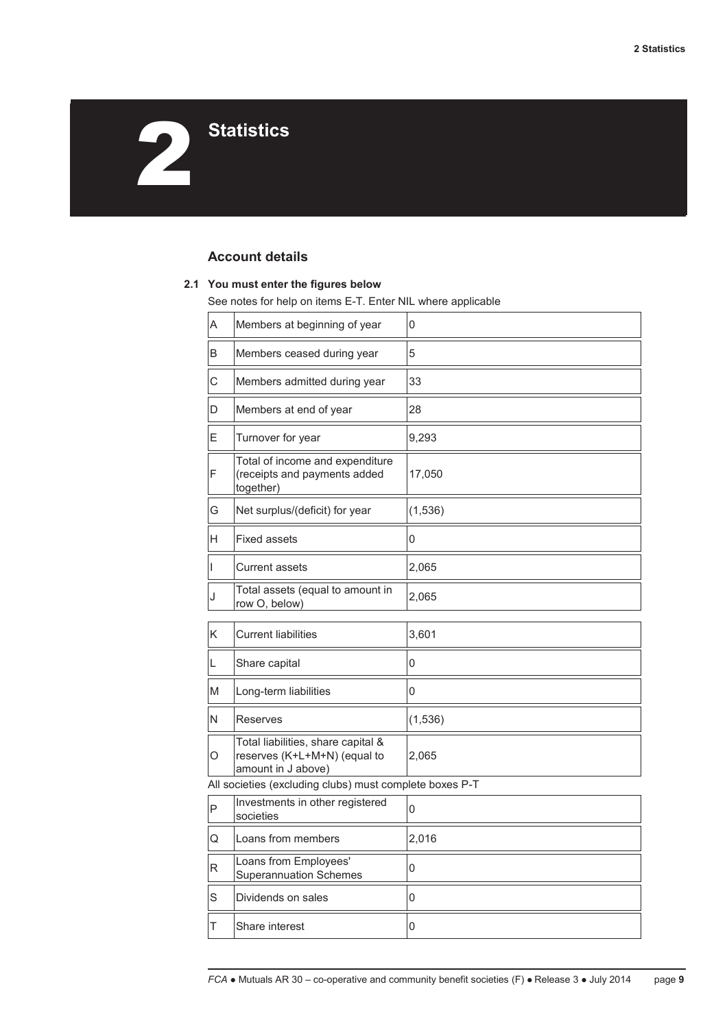# 2 Statistics

## Account details

### 2.1 You must enter the figures below

See notes for help on items E-T. Enter NIL where applicable

| | | |
|---|---|---|
| A | Members at beginning of year | 0 |
| B | Members ceased during year | 5 |
| C | Members admitted during year | 33 |
| D | Members at end of year | 28 |
| E | Turnover for year | 9,293 |
| F | Total of income and expenditure (receipts and payments added together) | 17,050 |
| G | Net surplus/(deficit) for year | (1,536) |
| H | Fixed assets | 0 |
| I | Current assets | 2,065 |
| J | Total assets (equal to amount in row O, below) | 2,065 |
| K | Current liabilities | 3,601 |
| L | Share capital | 0 |
| M | Long-term liabilities | 0 |
| N | Reserves | (1,536) |
| O | Total liabilities, share capital & reserves (K+L+M+N) (equal to amount in J above) | 2,065 |

All societies (excluding clubs) must complete boxes P-T

| | | |
|---|---|---|
| P | Investments in other registered societies | 0 |
| Q | Loans from members | 2,016 |
| R | Loans from Employees' Superannuation Schemes | 0 |
| S | Dividends on sales | 0 |
| T | Share interest | 0 |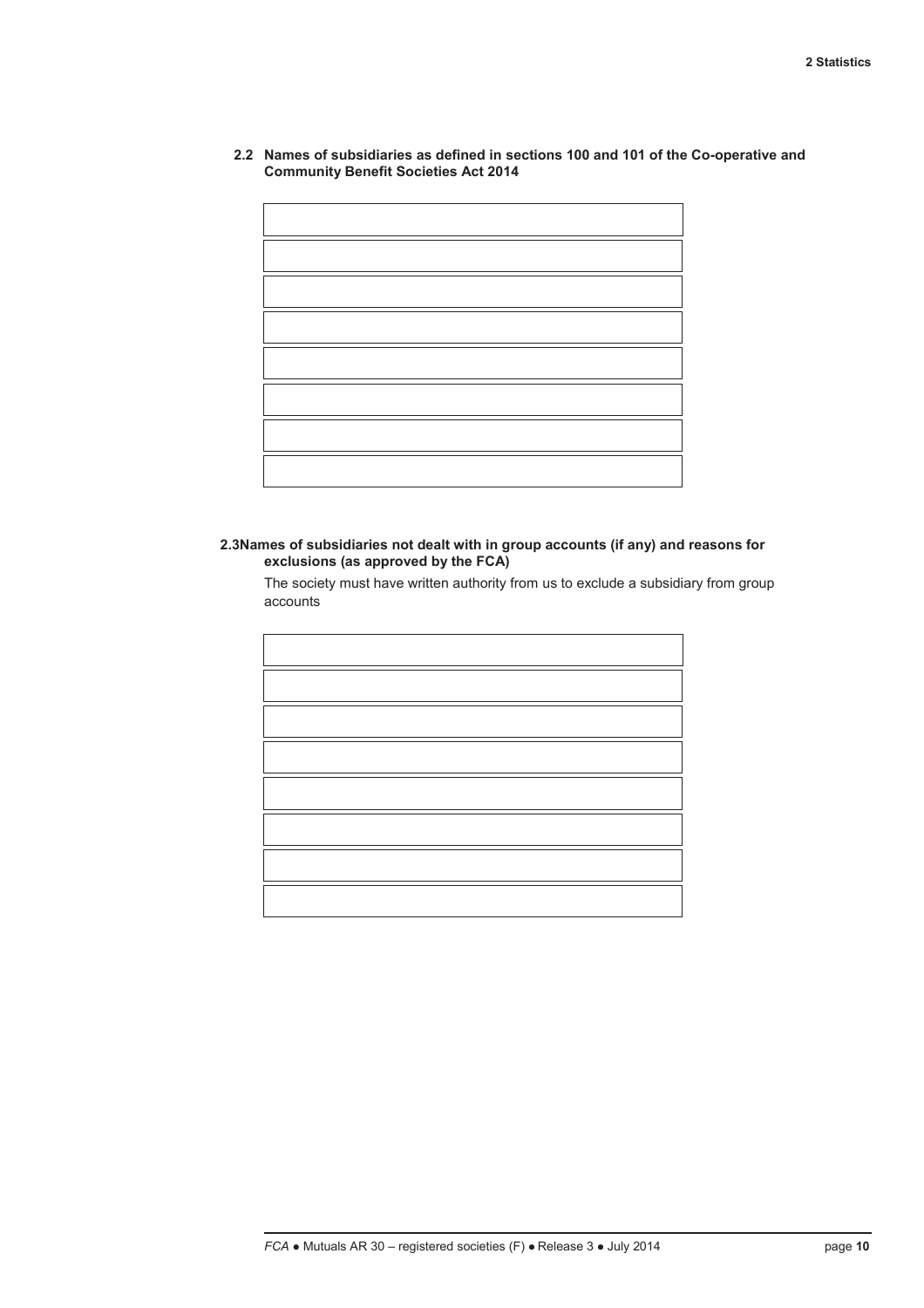**2.2 Names of subsidiaries as defined in sections 100 and 101 of the Co-operative and Community Benefit Societies Act 2014**

| |
|---|
| |
| |
| |
| |
| |
| |
| |
| |

**2.3 Names of subsidiaries not dealt with in group accounts (if any) and reasons for exclusions (as approved by the FCA)**

The society must have written authority from us to exclude a subsidiary from group accounts

| |
|---|
| |
| |
| |
| |
| |
| |
| |
| |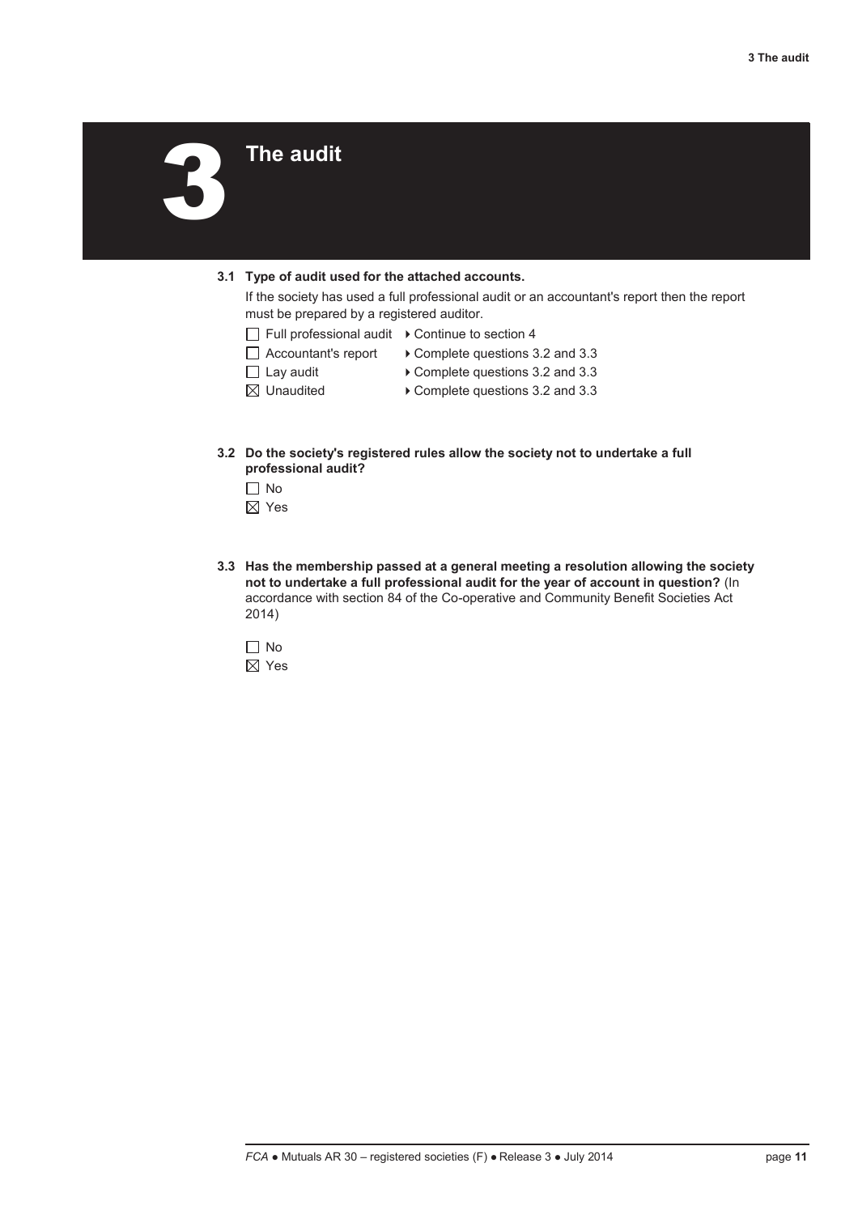# 3 The audit

**3.1 Type of audit used for the attached accounts.**

If the society has used a full professional audit or an accountant's report then the report must be prepared by a registered auditor.

- ☐ Full professional audit ▸ Continue to section 4
- ☐ Accountant's report ▸ Complete questions 3.2 and 3.3
- ☐ Lay audit ▸ Complete questions 3.2 and 3.3
- ☒ Unaudited ▸ Complete questions 3.2 and 3.3

**3.2 Do the society's registered rules allow the society not to undertake a full professional audit?**

- ☐ No
- ☒ Yes

**3.3 Has the membership passed at a general meeting a resolution allowing the society not to undertake a full professional audit for the year of account in question?** (In accordance with section 84 of the Co-operative and Community Benefit Societies Act 2014)

- ☐ No
- ☒ Yes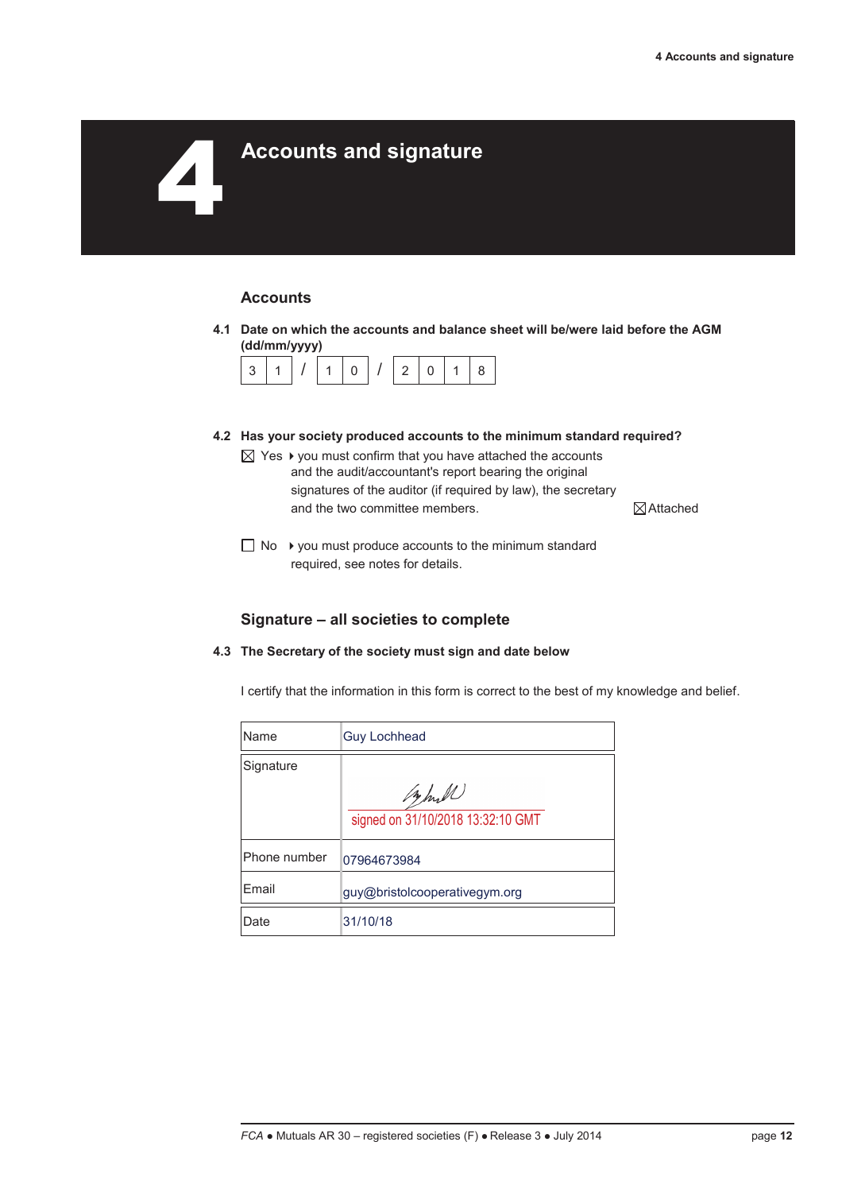# 4 Accounts and signature

## Accounts

**4.1 Date on which the accounts and balance sheet will be/were laid before the AGM (dd/mm/yyyy)**

31/10/2018

**4.2 Has your society produced accounts to the minimum standard required?**

☒ Yes ▸ you must confirm that you have attached the accounts and the audit/accountant's report bearing the original signatures of the auditor (if required by law), the secretary and the two committee members. ☒ Attached

☐ No ▸ you must produce accounts to the minimum standard required, see notes for details.

## Signature – all societies to complete

**4.3 The Secretary of the society must sign and date below**

I certify that the information in this form is correct to the best of my knowledge and belief.

| | |
|---|---|
| Name | Guy Lochhead |
| Signature | signed on 31/10/2018 13:32:10 GMT |
| Phone number | 07964673984 |
| Email | guy@bristolcooperativegym.org |
| Date | 31/10/18 |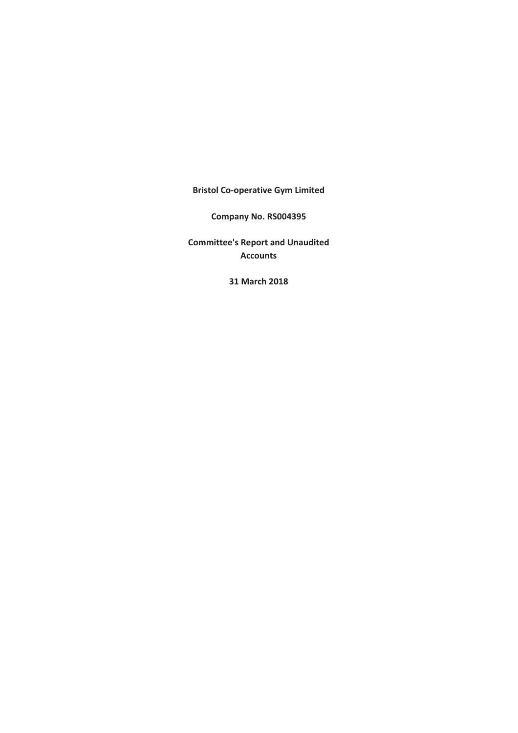**Bristol Co-operative Gym Limited**

**Company No. RS004395**

**Committee's Report and Unaudited Accounts**

**31 March 2018**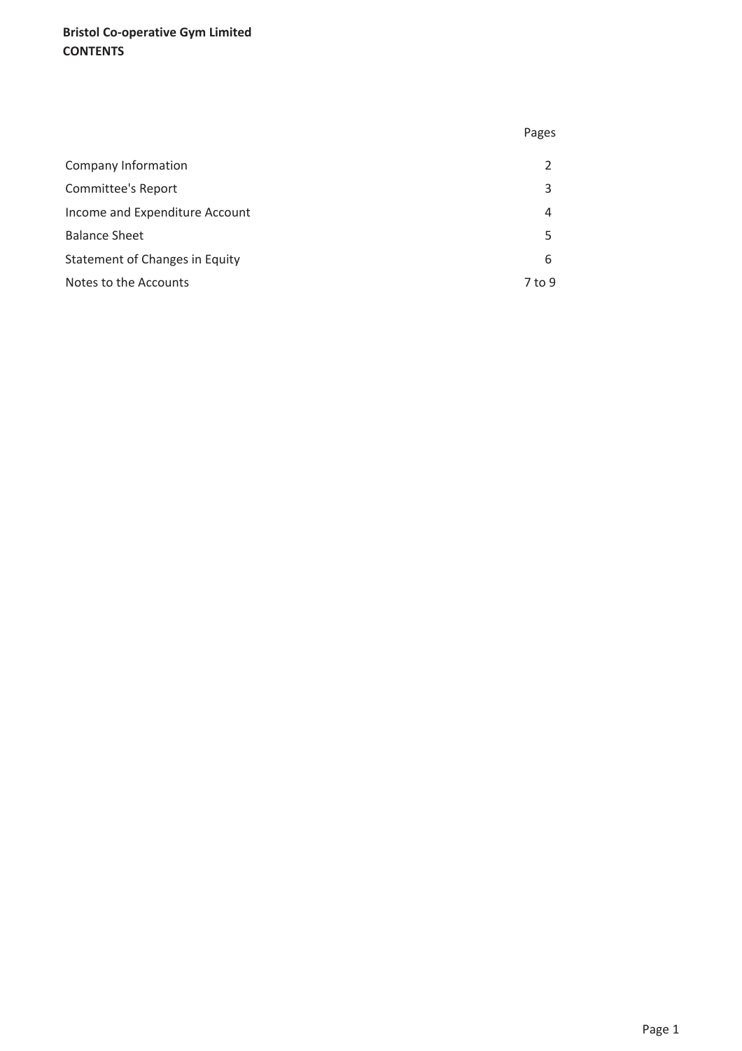**Bristol Co-operative Gym Limited**
**CONTENTS**

| | Pages |
|---|---|
| Company Information | 2 |
| Committee's Report | 3 |
| Income and Expenditure Account | 4 |
| Balance Sheet | 5 |
| Statement of Changes in Equity | 6 |
| Notes to the Accounts | 7 to 9 |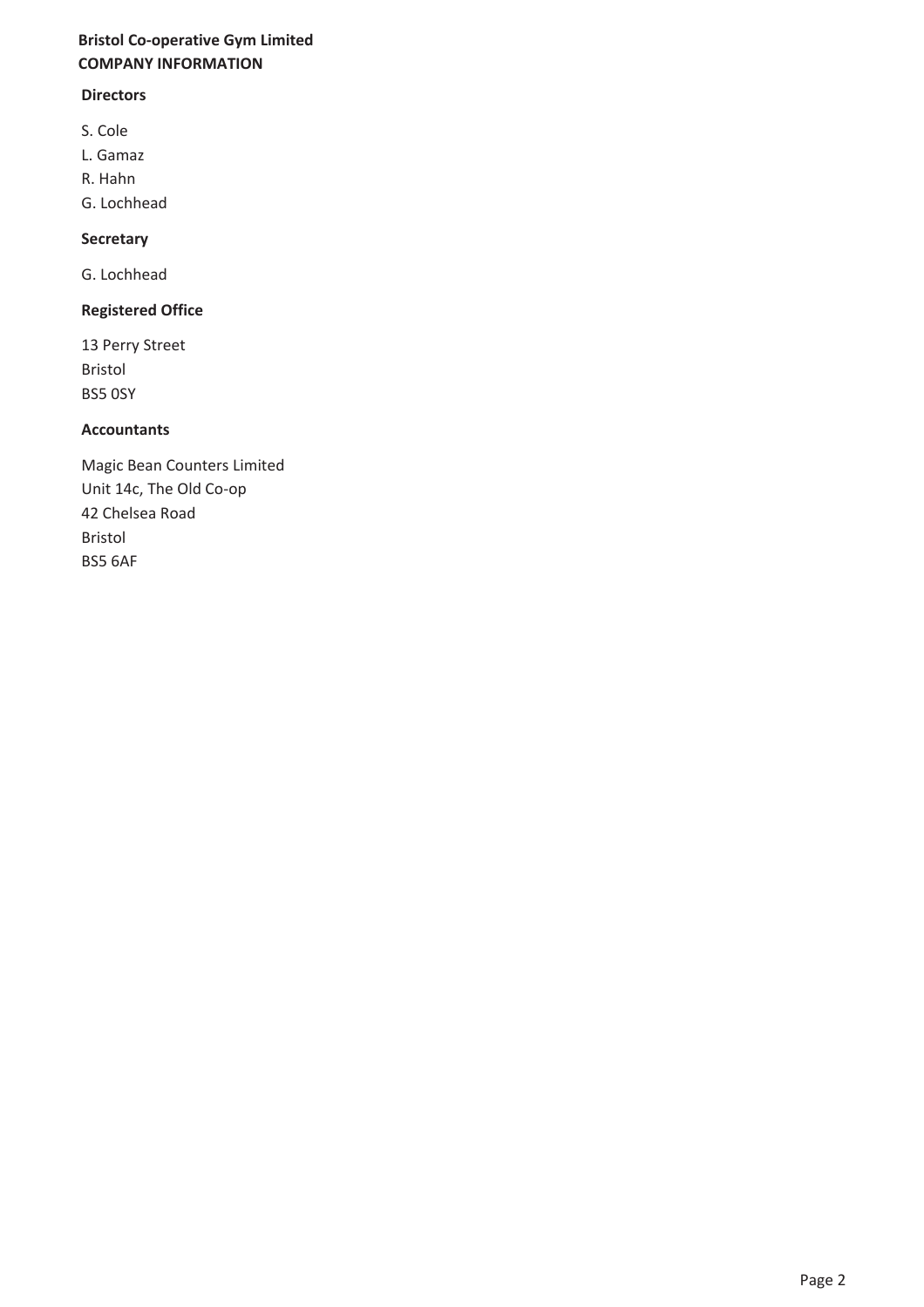**Bristol Co-operative Gym Limited**
**COMPANY INFORMATION**

**Directors**

S. Cole
L. Gamaz
R. Hahn
G. Lochhead

**Secretary**

G. Lochhead

**Registered Office**

13 Perry Street
Bristol
BS5 0SY

**Accountants**

Magic Bean Counters Limited
Unit 14c, The Old Co-op
42 Chelsea Road
Bristol
BS5 6AF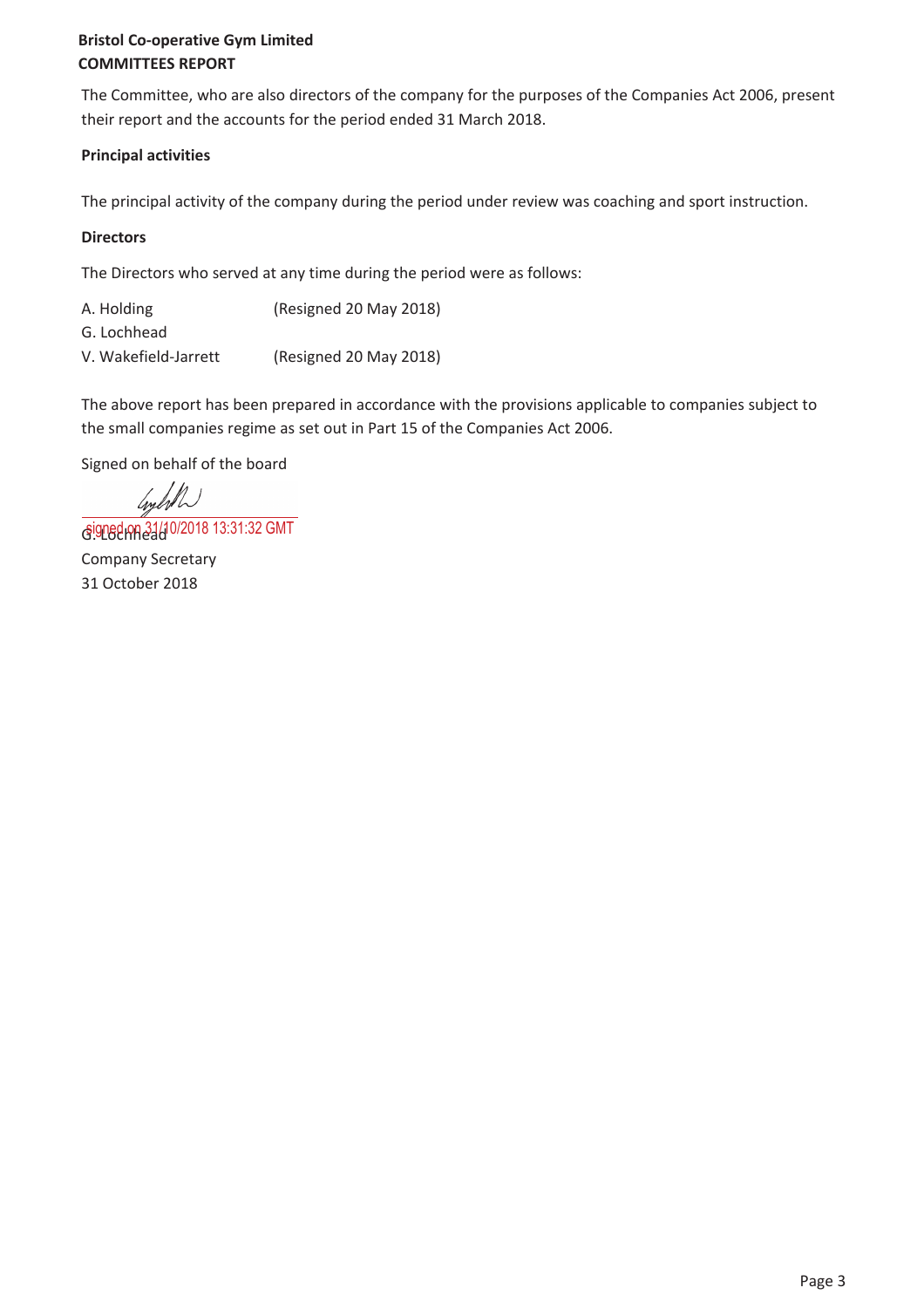**Bristol Co-operative Gym Limited**
**COMMITTEES REPORT**

The Committee, who are also directors of the company for the purposes of the Companies Act 2006, present their report and the accounts for the period ended 31 March 2018.

**Principal activities**

The principal activity of the company during the period under review was coaching and sport instruction.

**Directors**

The Directors who served at any time during the period were as follows:

| | |
|---|---|
| A. Holding | (Resigned 20 May 2018) |
| G. Lochhead | |
| V. Wakefield-Jarrett | (Resigned 20 May 2018) |

The above report has been prepared in accordance with the provisions applicable to companies subject to the small companies regime as set out in Part 15 of the Companies Act 2006.

Signed on behalf of the board

signed on 31/10/2018 13:31:32 GMT

G. Lochhead
Company Secretary
31 October 2018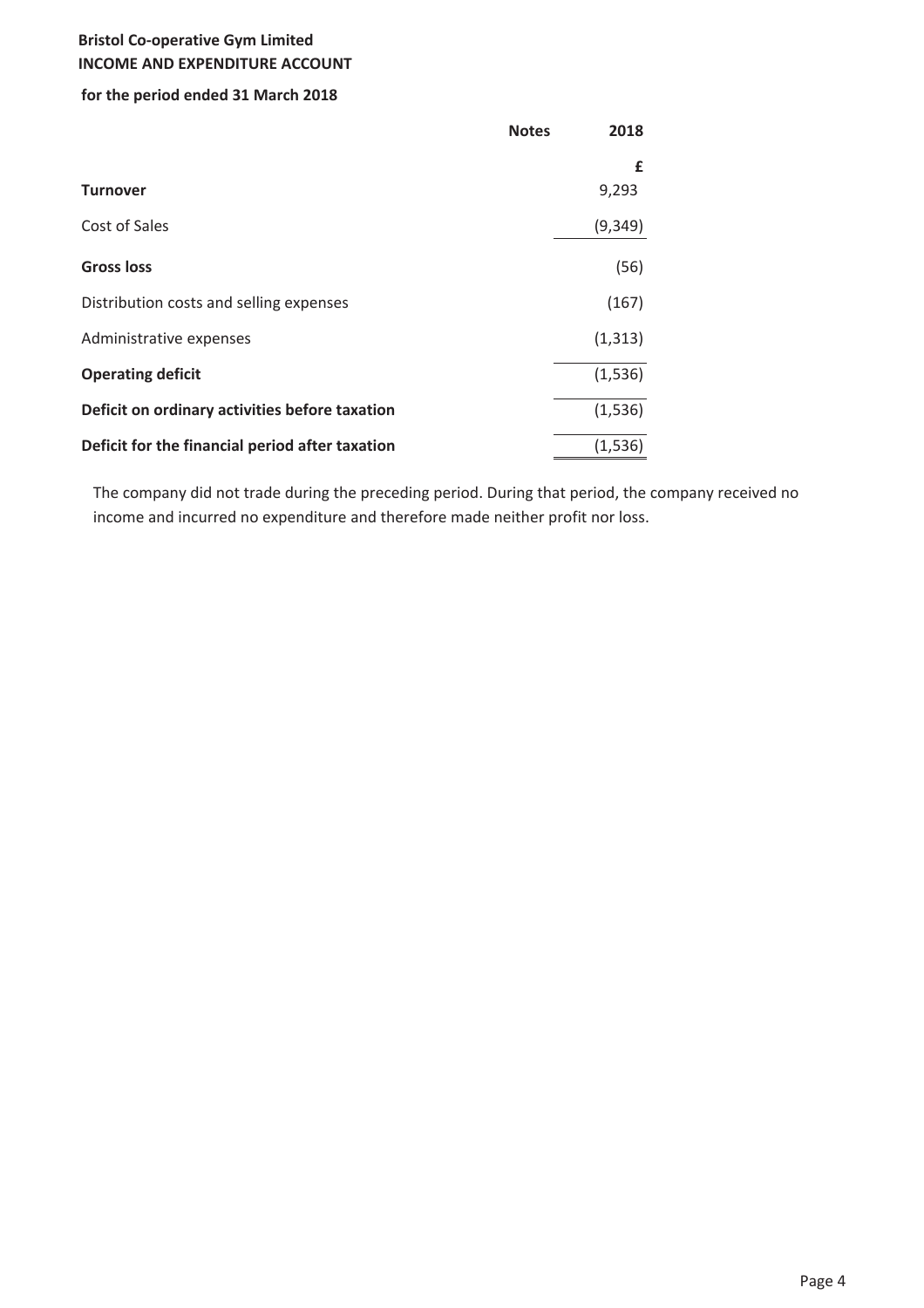**Bristol Co-operative Gym Limited**
**INCOME AND EXPENDITURE ACCOUNT**

**for the period ended 31 March 2018**

| | Notes | 2018 |
|---|---|---|
| | | £ |
| **Turnover** | | 9,293 |
| Cost of Sales | | (9,349) |
| **Gross loss** | | (56) |
| Distribution costs and selling expenses | | (167) |
| Administrative expenses | | (1,313) |
| **Operating deficit** | | (1,536) |
| **Deficit on ordinary activities before taxation** | | (1,536) |
| **Deficit for the financial period after taxation** | | (1,536) |

The company did not trade during the preceding period. During that period, the company received no income and incurred no expenditure and therefore made neither profit nor loss.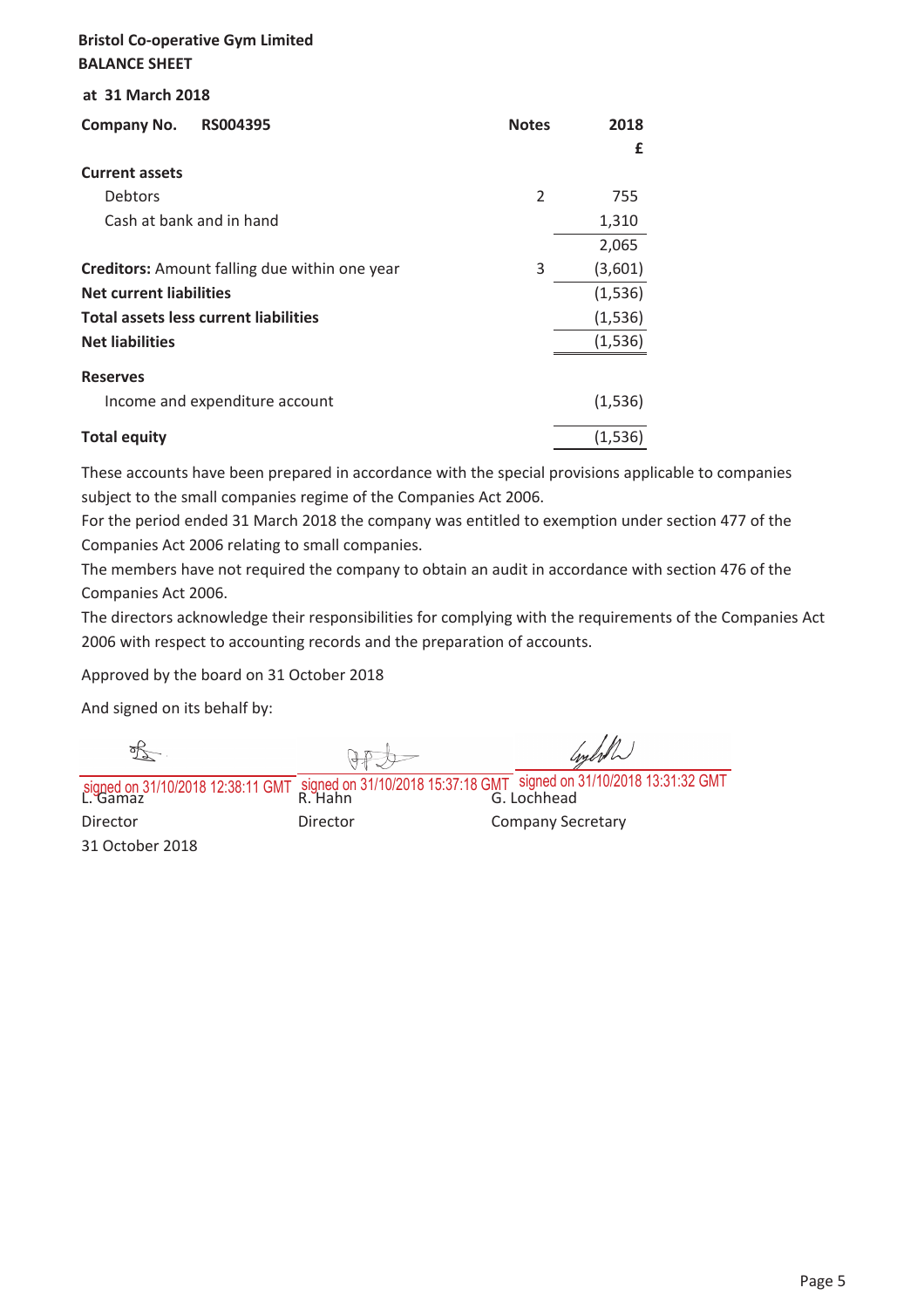**Bristol Co-operative Gym Limited**
**BALANCE SHEET**

**at 31 March 2018**

| **Company No. RS004395** | **Notes** | **2018** |
|---|---|---|
| | | **£** |
| **Current assets** | | |
| Debtors | 2 | 755 |
| Cash at bank and in hand | | 1,310 |
| | | 2,065 |
| **Creditors:** Amount falling due within one year | 3 | (3,601) |
| **Net current liabilities** | | (1,536) |
| **Total assets less current liabilities** | | (1,536) |
| **Net liabilities** | | (1,536) |
| **Reserves** | | |
| Income and expenditure account | | (1,536) |
| **Total equity** | | (1,536) |

These accounts have been prepared in accordance with the special provisions applicable to companies subject to the small companies regime of the Companies Act 2006.
For the period ended 31 March 2018 the company was entitled to exemption under section 477 of the Companies Act 2006 relating to small companies.
The members have not required the company to obtain an audit in accordance with section 476 of the Companies Act 2006.
The directors acknowledge their responsibilities for complying with the requirements of the Companies Act 2006 with respect to accounting records and the preparation of accounts.

Approved by the board on 31 October 2018

And signed on its behalf by:

| signed on 31/10/2018 12:38:11 GMT | signed on 31/10/2018 15:37:18 GMT | signed on 31/10/2018 13:31:32 GMT |
|---|---|---|
| L. Gamaz | R. Hahn | G. Lochhead |
| Director | Director | Company Secretary |
| 31 October 2018 | | |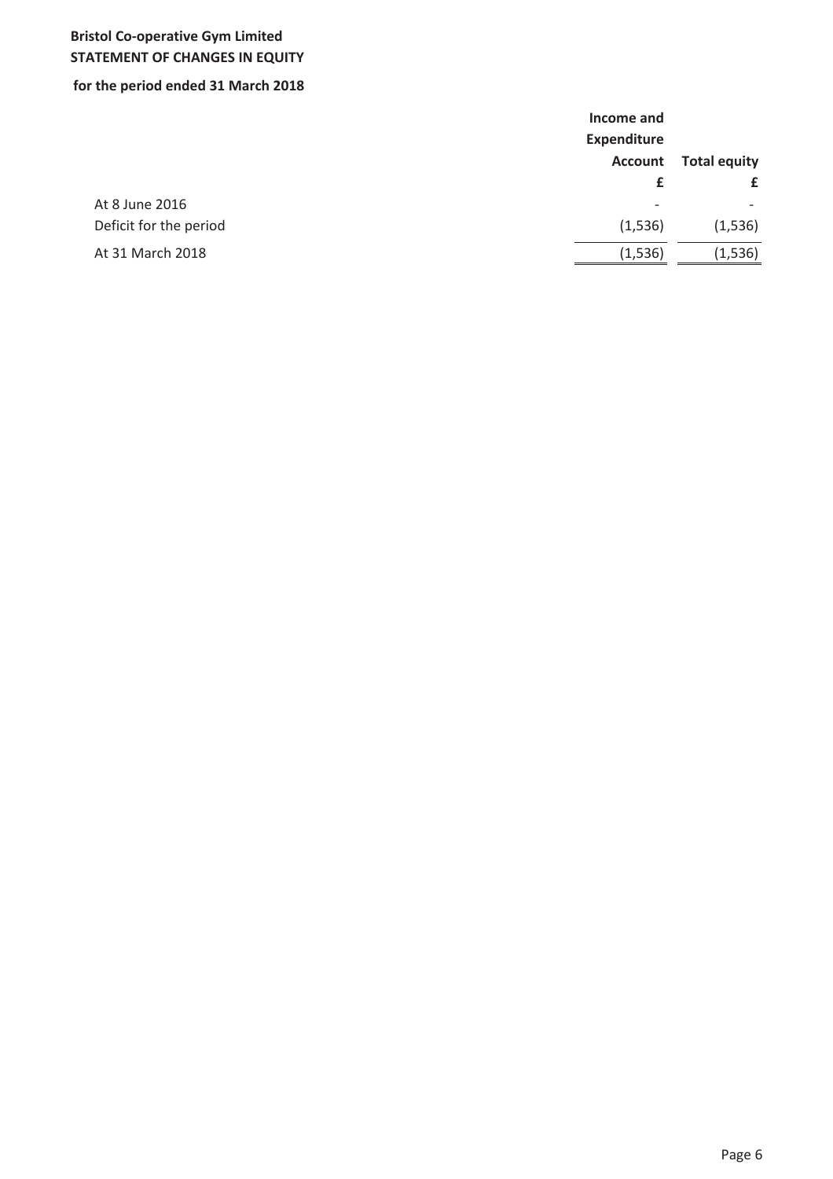**Bristol Co-operative Gym Limited**
**STATEMENT OF CHANGES IN EQUITY**

**for the period ended 31 March 2018**

| | Income and Expenditure Account | Total equity |
|---|---|---|
| | £ | £ |
| At 8 June 2016 | - | - |
| Deficit for the period | (1,536) | (1,536) |
| At 31 March 2018 | (1,536) | (1,536) |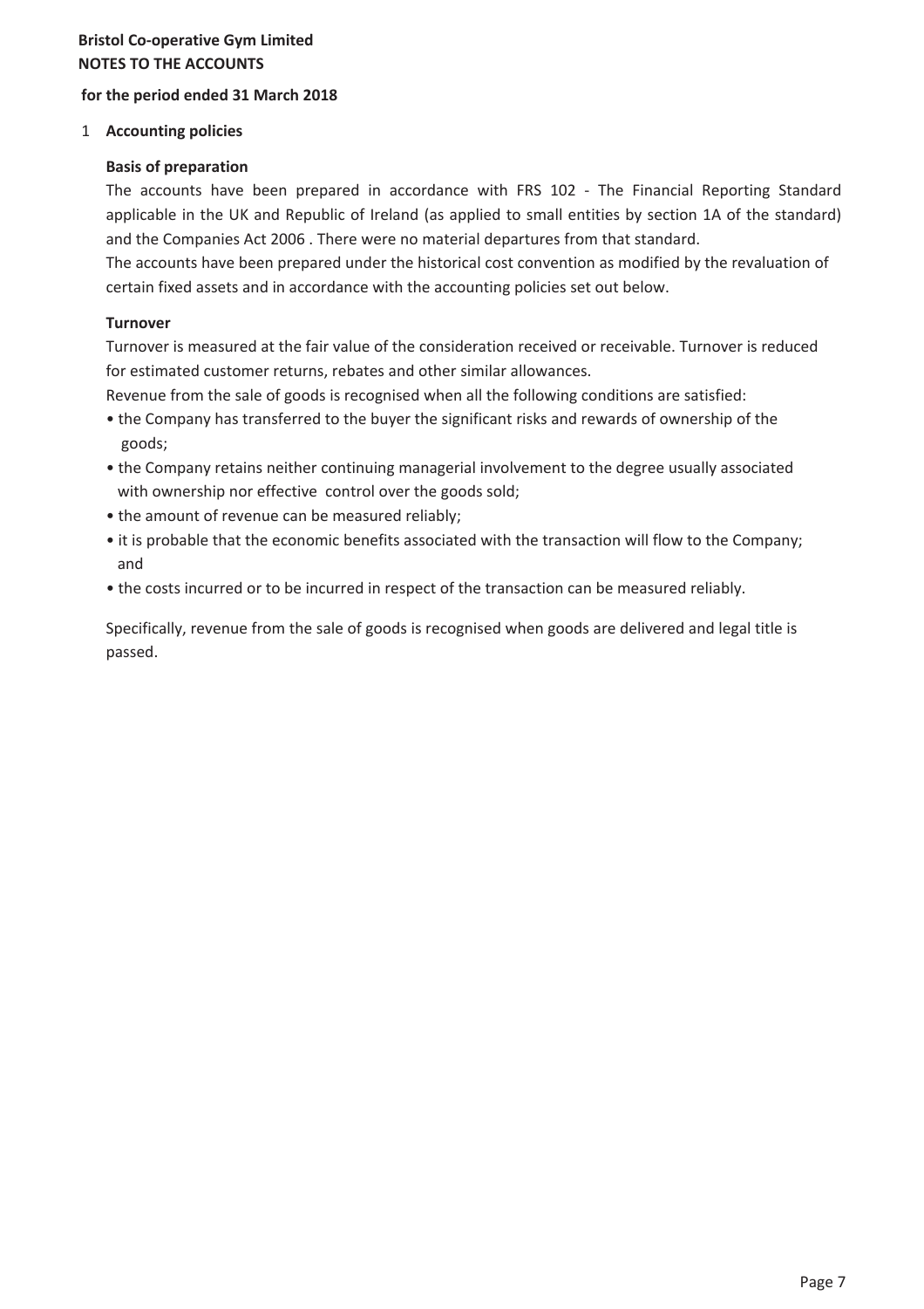**Bristol Co-operative Gym Limited**
**NOTES TO THE ACCOUNTS**

**for the period ended 31 March 2018**

1 **Accounting policies**

**Basis of preparation**

The accounts have been prepared in accordance with FRS 102 - The Financial Reporting Standard applicable in the UK and Republic of Ireland (as applied to small entities by section 1A of the standard) and the Companies Act 2006 . There were no material departures from that standard.

The accounts have been prepared under the historical cost convention as modified by the revaluation of certain fixed assets and in accordance with the accounting policies set out below.

**Turnover**

Turnover is measured at the fair value of the consideration received or receivable. Turnover is reduced for estimated customer returns, rebates and other similar allowances.

Revenue from the sale of goods is recognised when all the following conditions are satisfied:

- the Company has transferred to the buyer the significant risks and rewards of ownership of the goods;
- the Company retains neither continuing managerial involvement to the degree usually associated with ownership nor effective control over the goods sold;
- the amount of revenue can be measured reliably;
- it is probable that the economic benefits associated with the transaction will flow to the Company; and
- the costs incurred or to be incurred in respect of the transaction can be measured reliably.

Specifically, revenue from the sale of goods is recognised when goods are delivered and legal title is passed.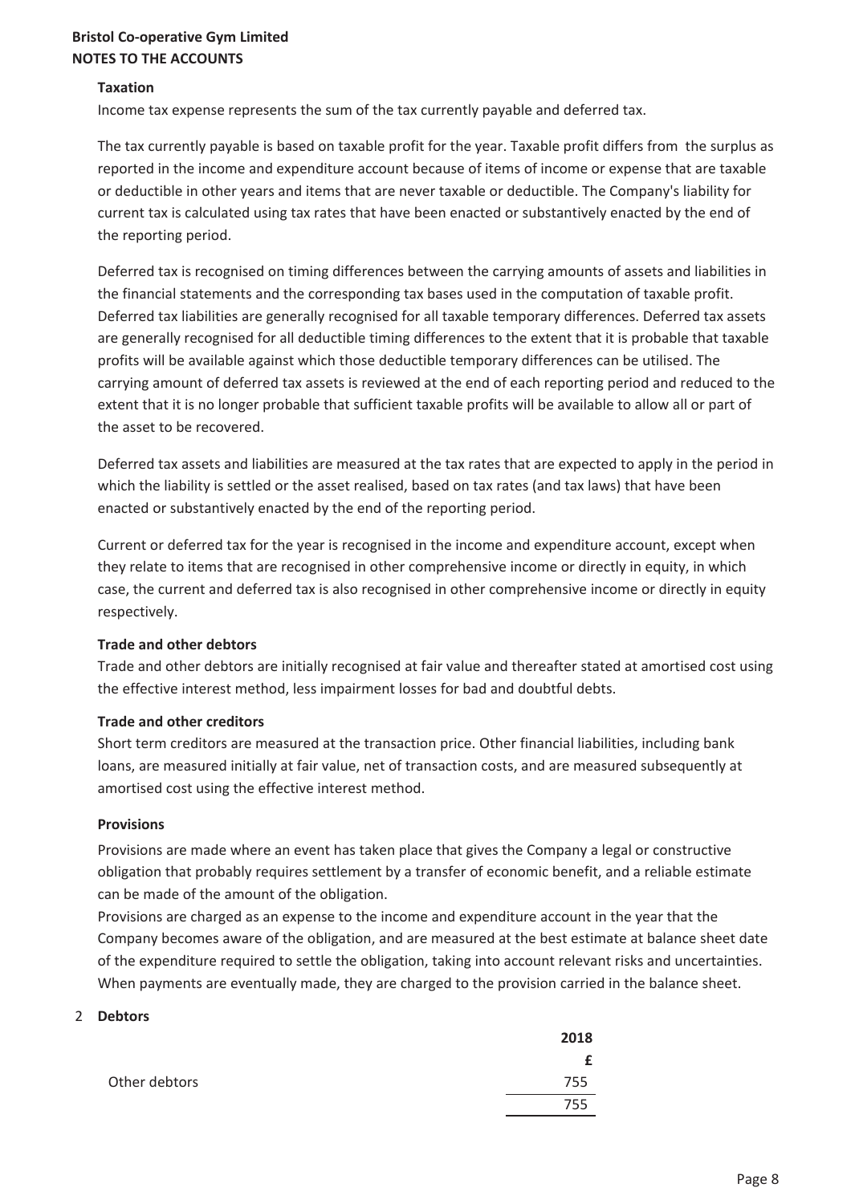**Bristol Co-operative Gym Limited**
**NOTES TO THE ACCOUNTS**

**Taxation**

Income tax expense represents the sum of the tax currently payable and deferred tax.

The tax currently payable is based on taxable profit for the year. Taxable profit differs from the surplus as reported in the income and expenditure account because of items of income or expense that are taxable or deductible in other years and items that are never taxable or deductible. The Company's liability for current tax is calculated using tax rates that have been enacted or substantively enacted by the end of the reporting period.

Deferred tax is recognised on timing differences between the carrying amounts of assets and liabilities in the financial statements and the corresponding tax bases used in the computation of taxable profit. Deferred tax liabilities are generally recognised for all taxable temporary differences. Deferred tax assets are generally recognised for all deductible timing differences to the extent that it is probable that taxable profits will be available against which those deductible temporary differences can be utilised. The carrying amount of deferred tax assets is reviewed at the end of each reporting period and reduced to the extent that it is no longer probable that sufficient taxable profits will be available to allow all or part of the asset to be recovered.

Deferred tax assets and liabilities are measured at the tax rates that are expected to apply in the period in which the liability is settled or the asset realised, based on tax rates (and tax laws) that have been enacted or substantively enacted by the end of the reporting period.

Current or deferred tax for the year is recognised in the income and expenditure account, except when they relate to items that are recognised in other comprehensive income or directly in equity, in which case, the current and deferred tax is also recognised in other comprehensive income or directly in equity respectively.

**Trade and other debtors**

Trade and other debtors are initially recognised at fair value and thereafter stated at amortised cost using the effective interest method, less impairment losses for bad and doubtful debts.

**Trade and other creditors**

Short term creditors are measured at the transaction price. Other financial liabilities, including bank loans, are measured initially at fair value, net of transaction costs, and are measured subsequently at amortised cost using the effective interest method.

**Provisions**

Provisions are made where an event has taken place that gives the Company a legal or constructive obligation that probably requires settlement by a transfer of economic benefit, and a reliable estimate can be made of the amount of the obligation.

Provisions are charged as an expense to the income and expenditure account in the year that the Company becomes aware of the obligation, and are measured at the best estimate at balance sheet date of the expenditure required to settle the obligation, taking into account relevant risks and uncertainties. When payments are eventually made, they are charged to the provision carried in the balance sheet.

2 **Debtors**

| | **2018** |
|---|---|
| | **£** |
| Other debtors | 755 |
| | 755 |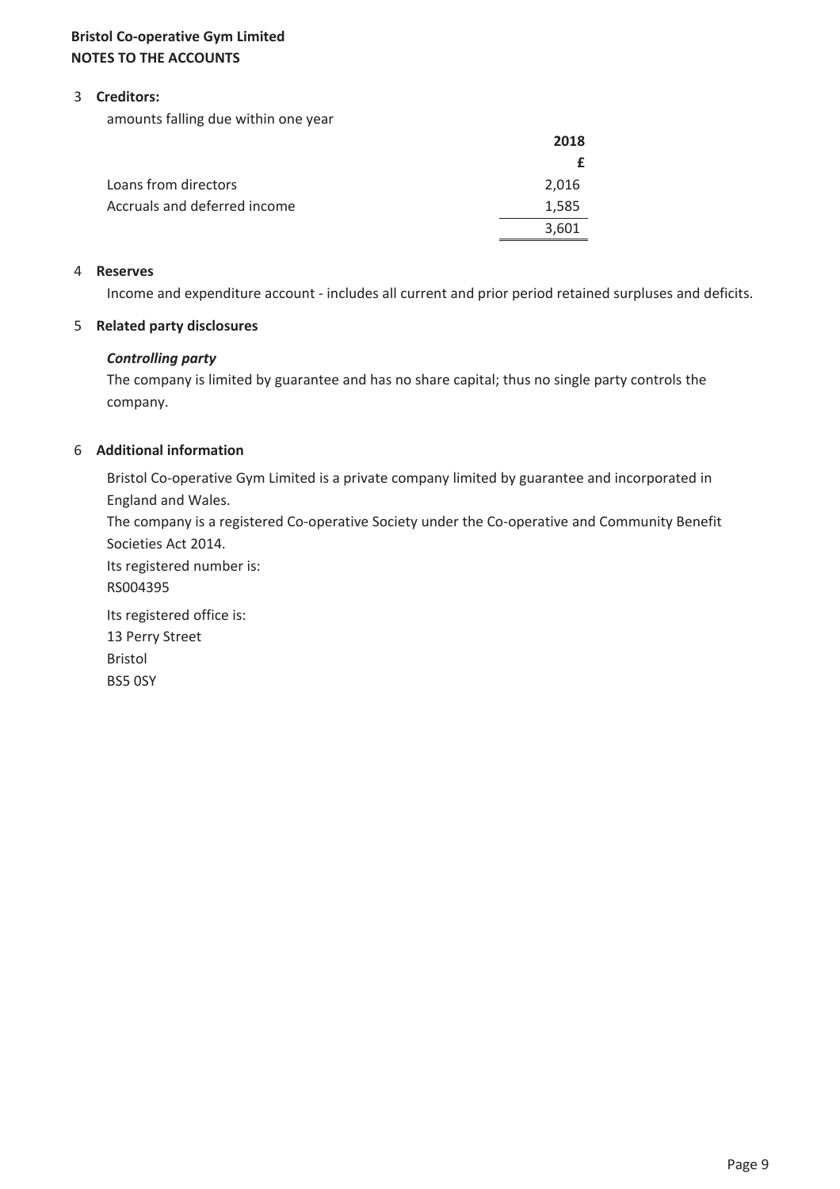**Bristol Co-operative Gym Limited**
**NOTES TO THE ACCOUNTS**

## 3 Creditors:

amounts falling due within one year

| | 2018 |
|---|---|
| | £ |
| Loans from directors | 2,016 |
| Accruals and deferred income | 1,585 |
| | 3,601 |

## 4 Reserves

Income and expenditure account - includes all current and prior period retained surpluses and deficits.

## 5 Related party disclosures

***Controlling party***

The company is limited by guarantee and has no share capital; thus no single party controls the company.

## 6 Additional information

Bristol Co-operative Gym Limited is a private company limited by guarantee and incorporated in England and Wales.

The company is a registered Co-operative Society under the Co-operative and Community Benefit Societies Act 2014.

Its registered number is:
RS004395

Its registered office is:
13 Perry Street
Bristol
BS5 0SY